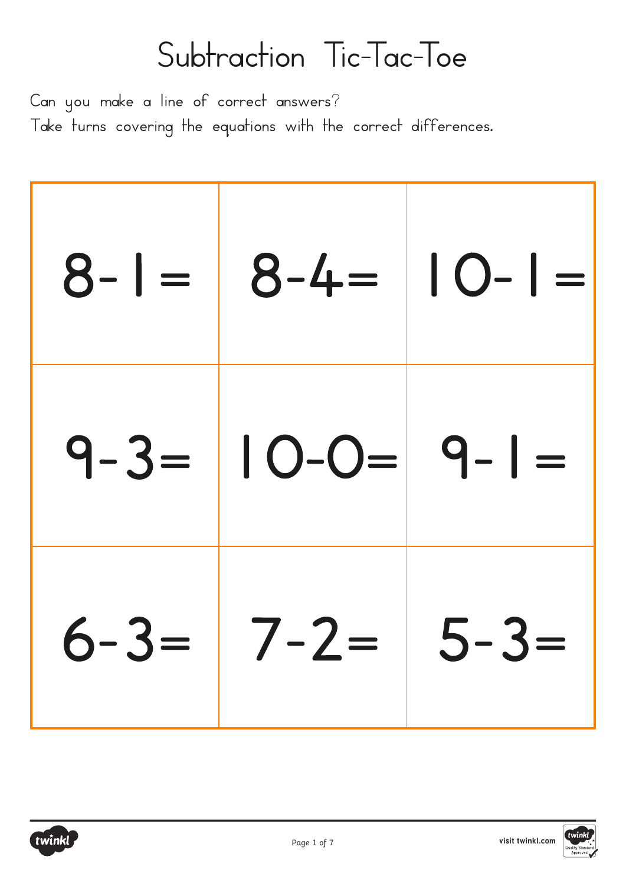# Subtraction Tic-Tac-Toe

Can you make a line of correct answers?

Take turns covering the equations with the correct differences.

| | | |
|---|---|---|
| $8-1=$ | $8-4=$ | $10-1=$ |
| $9-3=$ | $10-0=$ | $9-1=$ |
| $6-3=$ | $7-2=$ | $5-3=$ |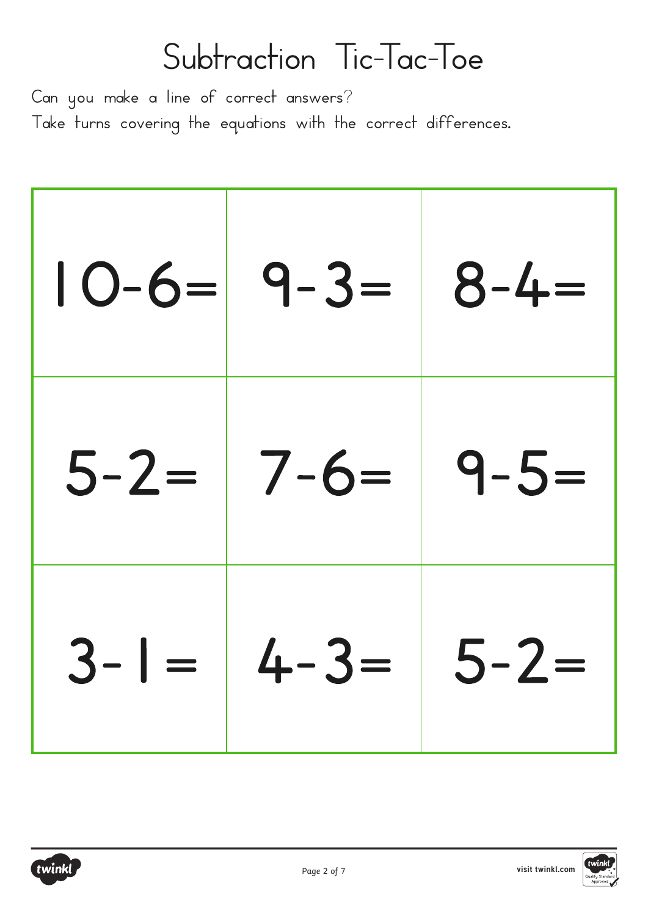# Subtraction Tic-Tac-Toe

Can you make a line of correct answers?
Take turns covering the equations with the correct differences.

| | | |
|---|---|---|
| $10-6=$ | $9-3=$ | $8-4=$ |
| $5-2=$ | $7-6=$ | $9-5=$ |
| $3-1=$ | $4-3=$ | $5-2=$ |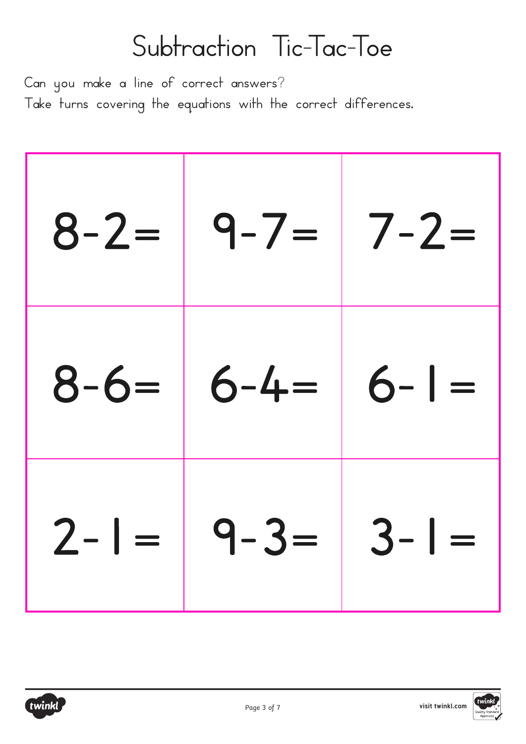# Subtraction Tic-Tac-Toe

Can you make a line of correct answers?

Take turns covering the equations with the correct differences.

| | | |
|---|---|---|
| $8-2=$ | $9-7=$ | $7-2=$ |
| $8-6=$ | $6-4=$ | $6-1=$ |
| $2-1=$ | $9-3=$ | $3-1=$ |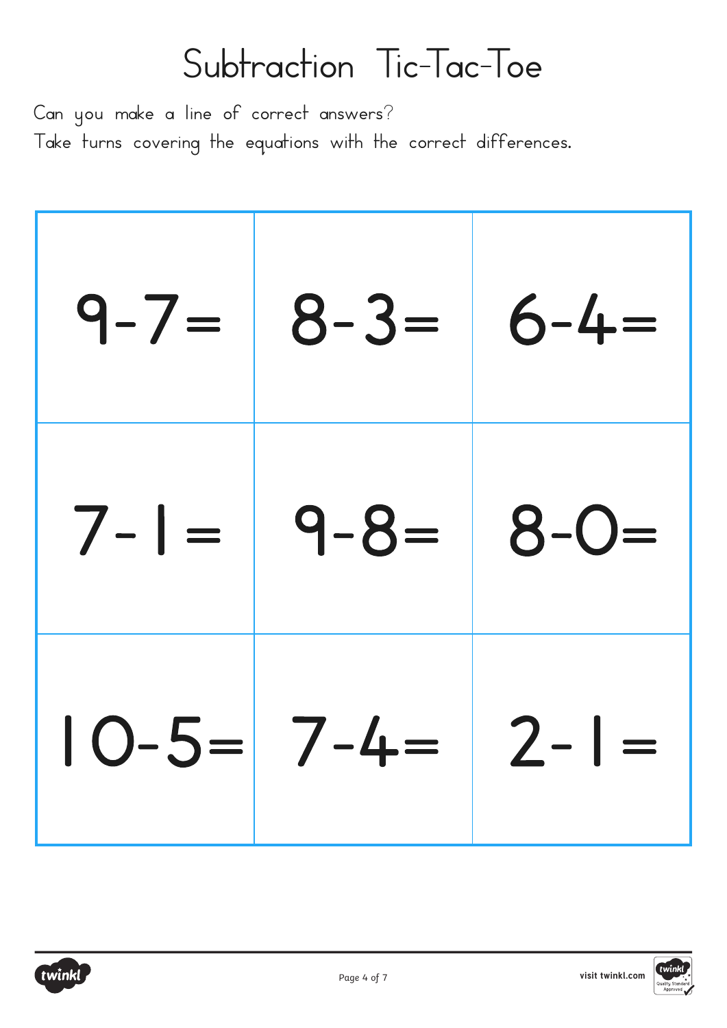# Subtraction Tic-Tac-Toe

Can you make a line of correct answers?

Take turns covering the equations with the correct differences.

| | | |
|---|---|---|
| 9-7= | 8-3= | 6-4= |
| 7-1= | 9-8= | 8-0= |
| 10-5= | 7-4= | 2-1= |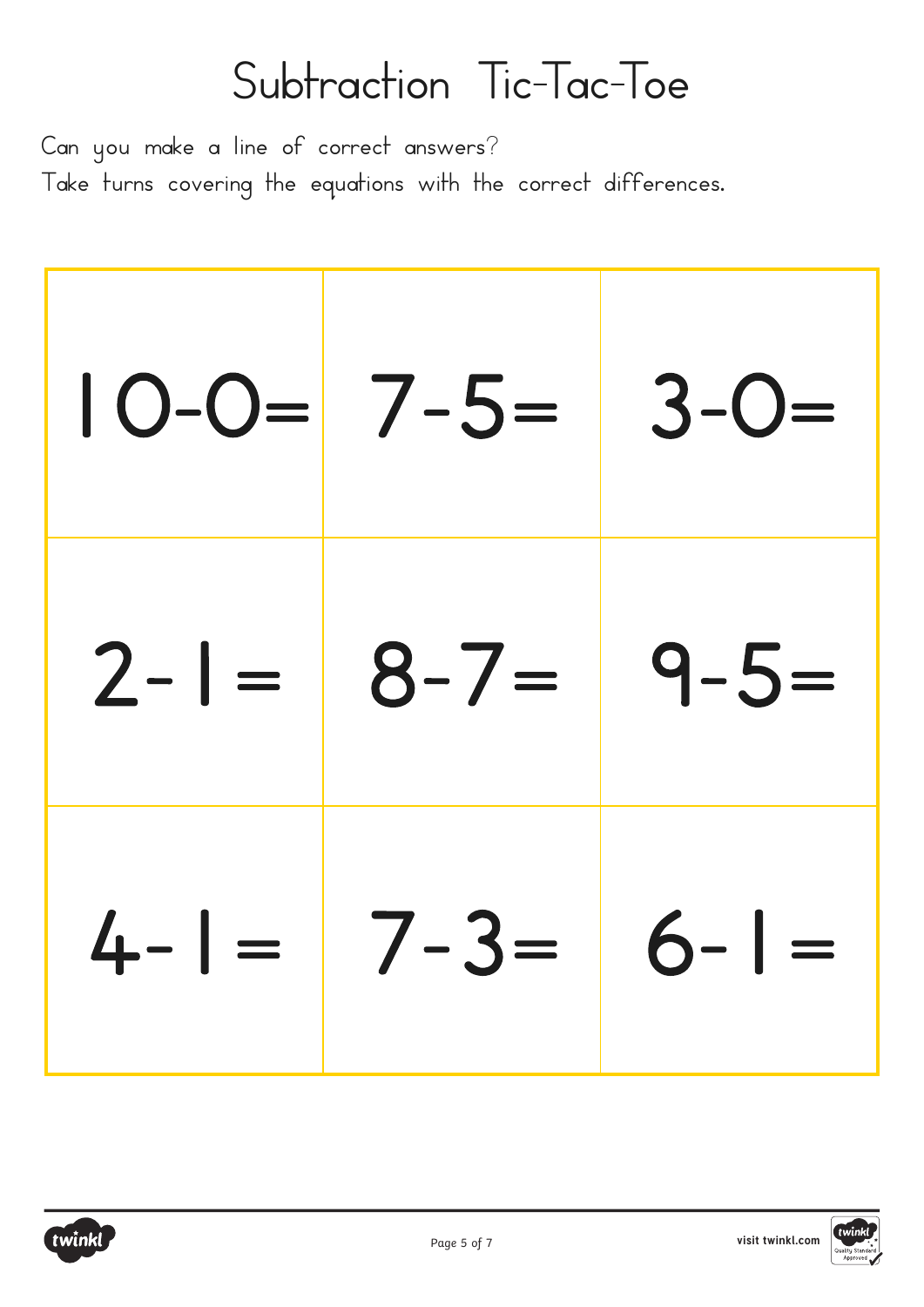# Subtraction Tic-Tac-Toe

Can you make a line of correct answers?

Take turns covering the equations with the correct differences.

| | | |
|---|---|---|
| 10-0= | 7-5= | 3-0= |
| 2-1= | 8-7= | 9-5= |
| 4-1= | 7-3= | 6-1= |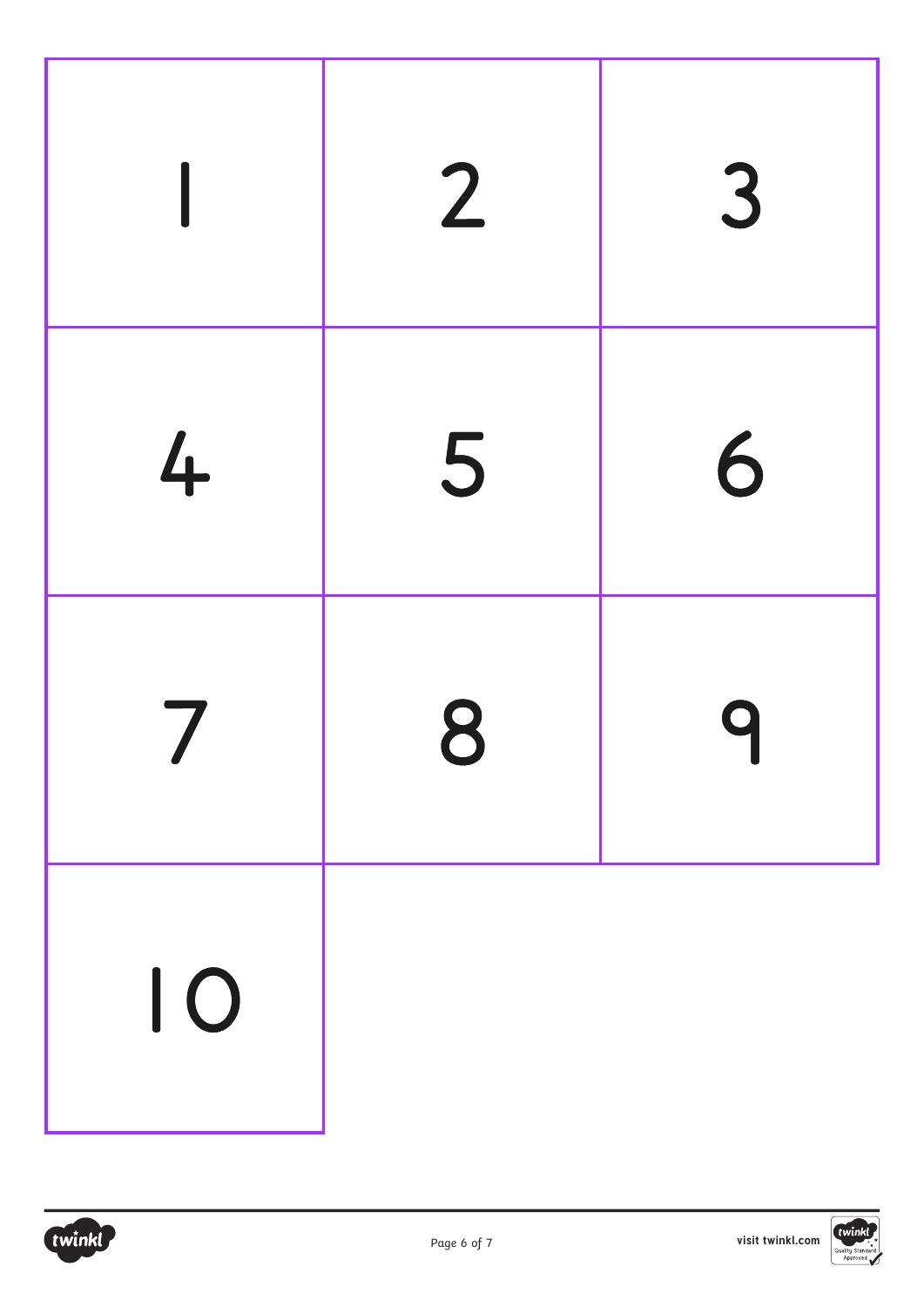| | | |
|---|---|---|
| 1 | 2 | 3 |
| 4 | 5 | 6 |
| 7 | 8 | 9 |
| 10 | | |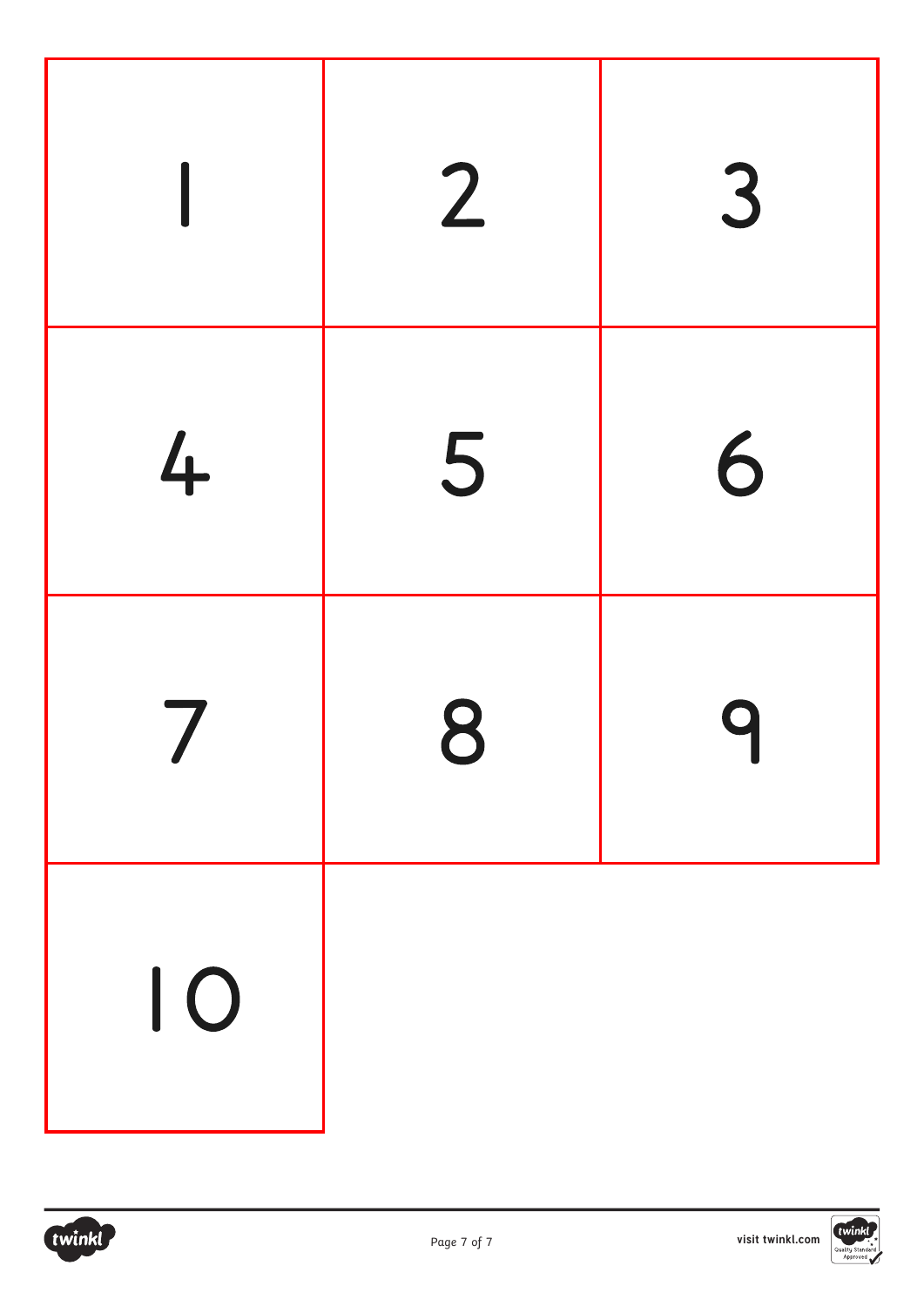| | | |
|---|---|---|
| 1 | 2 | 3 |
| 4 | 5 | 6 |
| 7 | 8 | 9 |
| 10 | | |